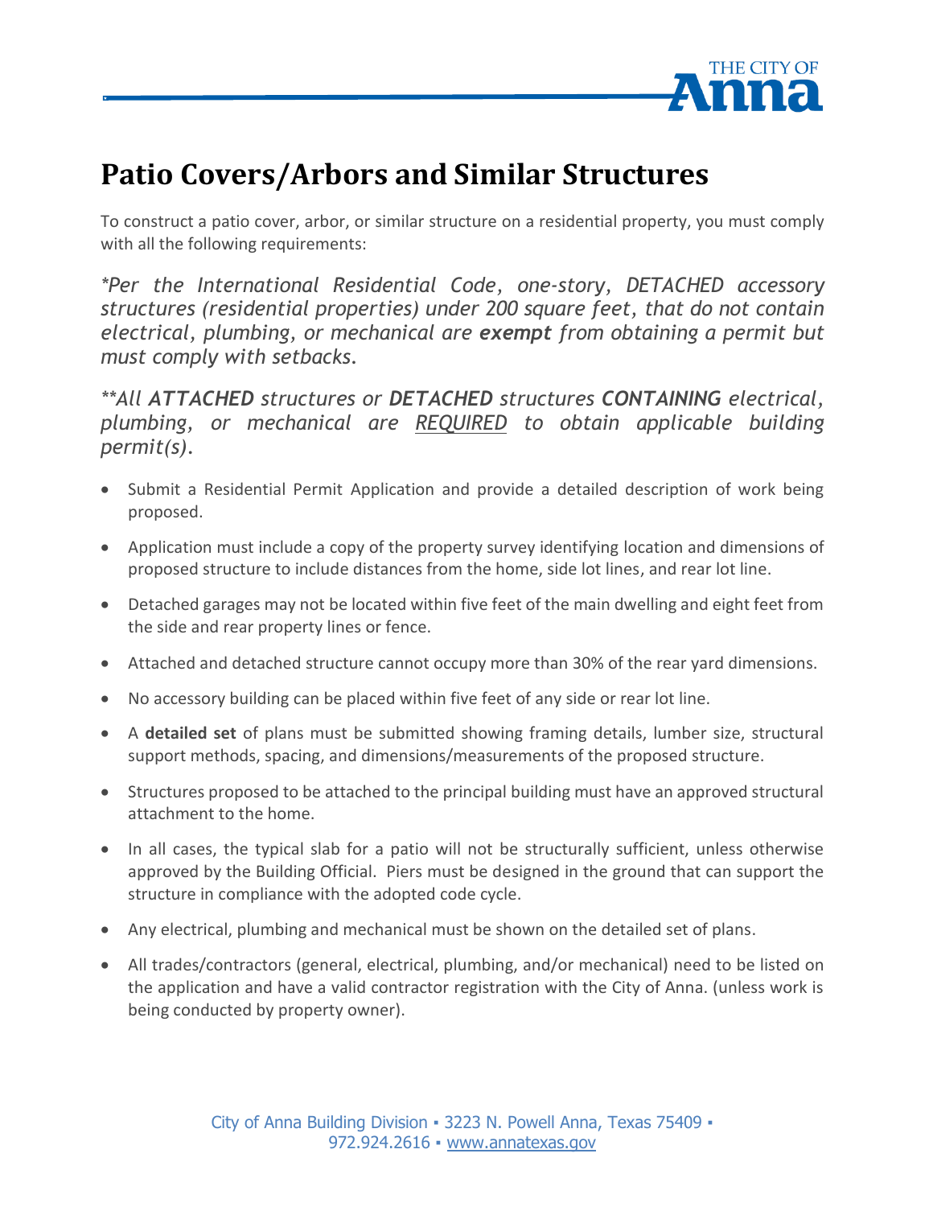# Patio Covers/Arbors and Similar Structures

To construct a patio cover, arbor, or similar structure on a residential property, you must comply with all the following requirements:

*\*Per the International Residential Code, one-story, DETACHED accessory structures (residential properties) under 200 square feet, that do not contain electrical, plumbing, or mechanical are **exempt** from obtaining a permit but must comply with setbacks.*

*\*\*All **ATTACHED** structures or **DETACHED** structures **CONTAINING** electrical, plumbing, or mechanical are <u>REQUIRED</u> to obtain applicable building permit(s).*

- Submit a Residential Permit Application and provide a detailed description of work being proposed.
- Application must include a copy of the property survey identifying location and dimensions of proposed structure to include distances from the home, side lot lines, and rear lot line.
- Detached garages may not be located within five feet of the main dwelling and eight feet from the side and rear property lines or fence.
- Attached and detached structure cannot occupy more than 30% of the rear yard dimensions.
- No accessory building can be placed within five feet of any side or rear lot line.
- A **detailed set** of plans must be submitted showing framing details, lumber size, structural support methods, spacing, and dimensions/measurements of the proposed structure.
- Structures proposed to be attached to the principal building must have an approved structural attachment to the home.
- In all cases, the typical slab for a patio will not be structurally sufficient, unless otherwise approved by the Building Official. Piers must be designed in the ground that can support the structure in compliance with the adopted code cycle.
- Any electrical, plumbing and mechanical must be shown on the detailed set of plans.
- All trades/contractors (general, electrical, plumbing, and/or mechanical) need to be listed on the application and have a valid contractor registration with the City of Anna. (unless work is being conducted by property owner).

City of Anna Building Division ▪ 3223 N. Powell Anna, Texas 75409 ▪ 972.924.2616 ▪ www.annatexas.gov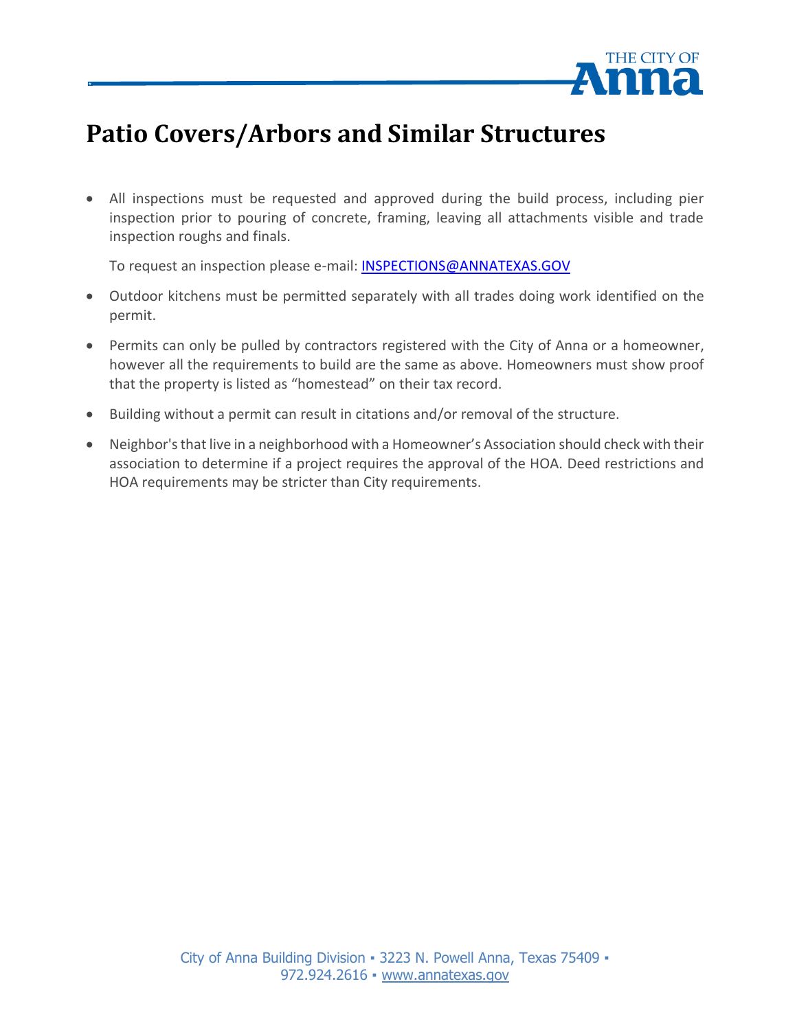# Patio Covers/Arbors and Similar Structures

- All inspections must be requested and approved during the build process, including pier inspection prior to pouring of concrete, framing, leaving all attachments visible and trade inspection roughs and finals.

  To request an inspection please e-mail: [INSPECTIONS@ANNATEXAS.GOV](mailto:INSPECTIONS@ANNATEXAS.GOV)

- Outdoor kitchens must be permitted separately with all trades doing work identified on the permit.
- Permits can only be pulled by contractors registered with the City of Anna or a homeowner, however all the requirements to build are the same as above. Homeowners must show proof that the property is listed as "homestead" on their tax record.
- Building without a permit can result in citations and/or removal of the structure.
- Neighbor's that live in a neighborhood with a Homeowner's Association should check with their association to determine if a project requires the approval of the HOA. Deed restrictions and HOA requirements may be stricter than City requirements.